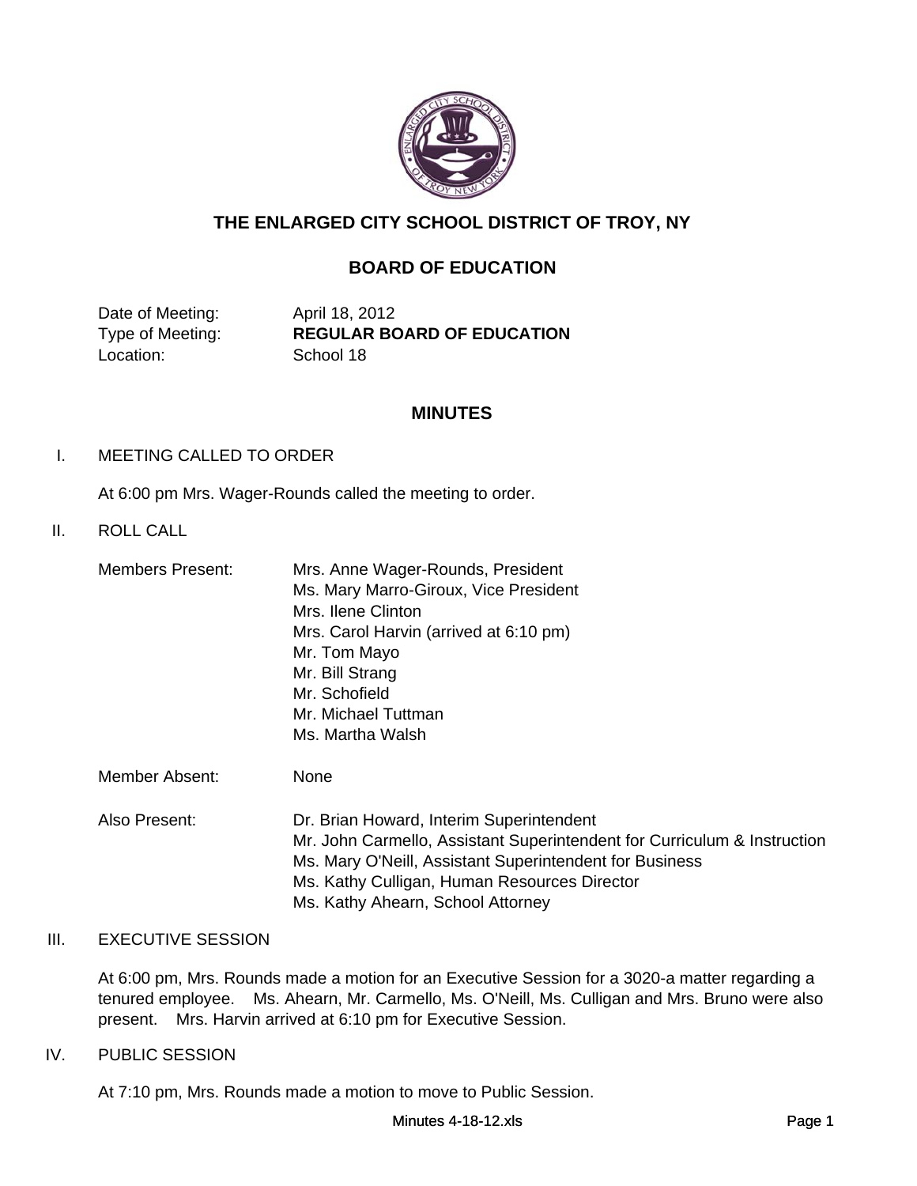# THE ENLARGED CITY SCHOOL DISTRICT OF TROY, NY

## BOARD OF EDUCATION

| | |
|---|---|
| Date of Meeting: | April 18, 2012 |
| Type of Meeting: | **REGULAR BOARD OF EDUCATION** |
| Location: | School 18 |

## MINUTES

I. MEETING CALLED TO ORDER

At 6:00 pm Mrs. Wager-Rounds called the meeting to order.

II. ROLL CALL

| | |
|---|---|
| Members Present: | Mrs. Anne Wager-Rounds, President |
| | Ms. Mary Marro-Giroux, Vice President |
| | Mrs. Ilene Clinton |
| | Mrs. Carol Harvin (arrived at 6:10 pm) |
| | Mr. Tom Mayo |
| | Mr. Bill Strang |
| | Mr. Schofield |
| | Mr. Michael Tuttman |
| | Ms. Martha Walsh |
| Member Absent: | None |
| Also Present: | Dr. Brian Howard, Interim Superintendent |
| | Mr. John Carmello, Assistant Superintendent for Curriculum & Instruction |
| | Ms. Mary O'Neill, Assistant Superintendent for Business |
| | Ms. Kathy Culligan, Human Resources Director |
| | Ms. Kathy Ahearn, School Attorney |

III. EXECUTIVE SESSION

At 6:00 pm, Mrs. Rounds made a motion for an Executive Session for a 3020-a matter regarding a tenured employee. Ms. Ahearn, Mr. Carmello, Ms. O'Neill, Ms. Culligan and Mrs. Bruno were also present. Mrs. Harvin arrived at 6:10 pm for Executive Session.

IV. PUBLIC SESSION

At 7:10 pm, Mrs. Rounds made a motion to move to Public Session.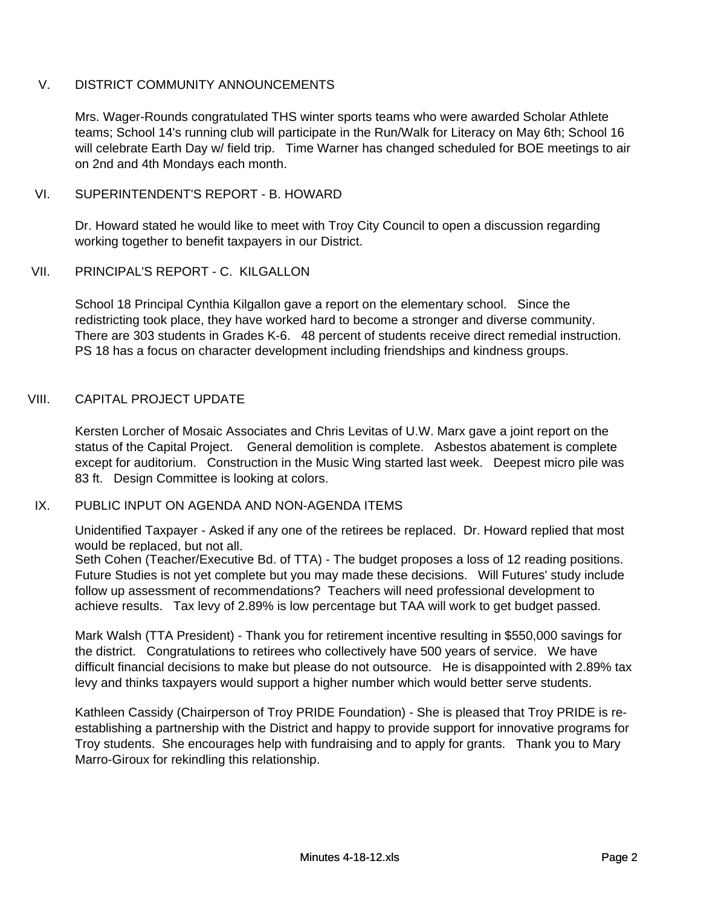## V. DISTRICT COMMUNITY ANNOUNCEMENTS

Mrs. Wager-Rounds congratulated THS winter sports teams who were awarded Scholar Athlete teams; School 14's running club will participate in the Run/Walk for Literacy on May 6th; School 16 will celebrate Earth Day w/ field trip. Time Warner has changed scheduled for BOE meetings to air on 2nd and 4th Mondays each month.

## VI. SUPERINTENDENT'S REPORT - B. HOWARD

Dr. Howard stated he would like to meet with Troy City Council to open a discussion regarding working together to benefit taxpayers in our District.

## VII. PRINCIPAL'S REPORT - C. KILGALLON

School 18 Principal Cynthia Kilgallon gave a report on the elementary school. Since the redistricting took place, they have worked hard to become a stronger and diverse community. There are 303 students in Grades K-6. 48 percent of students receive direct remedial instruction. PS 18 has a focus on character development including friendships and kindness groups.

## VIII. CAPITAL PROJECT UPDATE

Kersten Lorcher of Mosaic Associates and Chris Levitas of U.W. Marx gave a joint report on the status of the Capital Project. General demolition is complete. Asbestos abatement is complete except for auditorium. Construction in the Music Wing started last week. Deepest micro pile was 83 ft. Design Committee is looking at colors.

## IX. PUBLIC INPUT ON AGENDA AND NON-AGENDA ITEMS

Unidentified Taxpayer - Asked if any one of the retirees be replaced. Dr. Howard replied that most would be replaced, but not all.

Seth Cohen (Teacher/Executive Bd. of TTA) - The budget proposes a loss of 12 reading positions. Future Studies is not yet complete but you may made these decisions. Will Futures' study include follow up assessment of recommendations? Teachers will need professional development to achieve results. Tax levy of 2.89% is low percentage but TAA will work to get budget passed.

Mark Walsh (TTA President) - Thank you for retirement incentive resulting in $550,000 savings for the district. Congratulations to retirees who collectively have 500 years of service. We have difficult financial decisions to make but please do not outsource. He is disappointed with 2.89% tax levy and thinks taxpayers would support a higher number which would better serve students.

Kathleen Cassidy (Chairperson of Troy PRIDE Foundation) - She is pleased that Troy PRIDE is re-establishing a partnership with the District and happy to provide support for innovative programs for Troy students. She encourages help with fundraising and to apply for grants. Thank you to Mary Marro-Giroux for rekindling this relationship.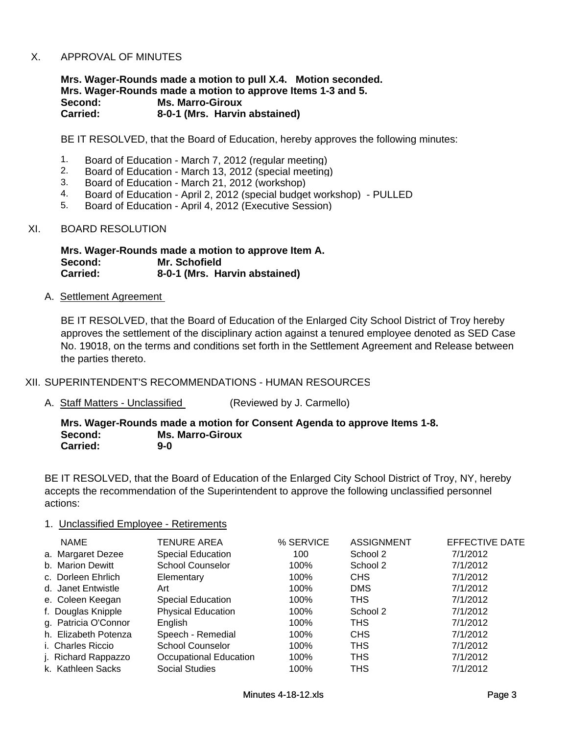## X. APPROVAL OF MINUTES

**Mrs. Wager-Rounds made a motion to pull X.4. Motion seconded.**
**Mrs. Wager-Rounds made a motion to approve Items 1-3 and 5.**
**Second: Ms. Marro-Giroux**
**Carried: 8-0-1 (Mrs. Harvin abstained)**

BE IT RESOLVED, that the Board of Education, hereby approves the following minutes:

1. Board of Education - March 7, 2012 (regular meeting)
2. Board of Education - March 13, 2012 (special meeting)
3. Board of Education - March 21, 2012 (workshop)
4. Board of Education - April 2, 2012 (special budget workshop) - PULLED
5. Board of Education - April 4, 2012 (Executive Session)

## XI. BOARD RESOLUTION

**Mrs. Wager-Rounds made a motion to approve Item A.**
**Second: Mr. Schofield**
**Carried: 8-0-1 (Mrs. Harvin abstained)**

A. Settlement Agreement

BE IT RESOLVED, that the Board of Education of the Enlarged City School District of Troy hereby approves the settlement of the disciplinary action against a tenured employee denoted as SED Case No. 19018, on the terms and conditions set forth in the Settlement Agreement and Release between the parties thereto.

## XII. SUPERINTENDENT'S RECOMMENDATIONS - HUMAN RESOURCES

A. Staff Matters - Unclassified (Reviewed by J. Carmello)

**Mrs. Wager-Rounds made a motion for Consent Agenda to approve Items 1-8.**
**Second: Ms. Marro-Giroux**
**Carried: 9-0**

BE IT RESOLVED, that the Board of Education of the Enlarged City School District of Troy, NY, hereby accepts the recommendation of the Superintendent to approve the following unclassified personnel actions:

1. Unclassified Employee - Retirements

| NAME | TENURE AREA | % SERVICE | ASSIGNMENT | EFFECTIVE DATE |
|---|---|---|---|---|
| a. Margaret Dezee | Special Education | 100 | School 2 | 7/1/2012 |
| b. Marion Dewitt | School Counselor | 100% | School 2 | 7/1/2012 |
| c. Dorleen Ehrlich | Elementary | 100% | CHS | 7/1/2012 |
| d. Janet Entwistle | Art | 100% | DMS | 7/1/2012 |
| e. Coleen Keegan | Special Education | 100% | THS | 7/1/2012 |
| f. Douglas Knipple | Physical Education | 100% | School 2 | 7/1/2012 |
| g. Patricia O'Connor | English | 100% | THS | 7/1/2012 |
| h. Elizabeth Potenza | Speech - Remedial | 100% | CHS | 7/1/2012 |
| i. Charles Riccio | School Counselor | 100% | THS | 7/1/2012 |
| j. Richard Rappazzo | Occupational Education | 100% | THS | 7/1/2012 |
| k. Kathleen Sacks | Social Studies | 100% | THS | 7/1/2012 |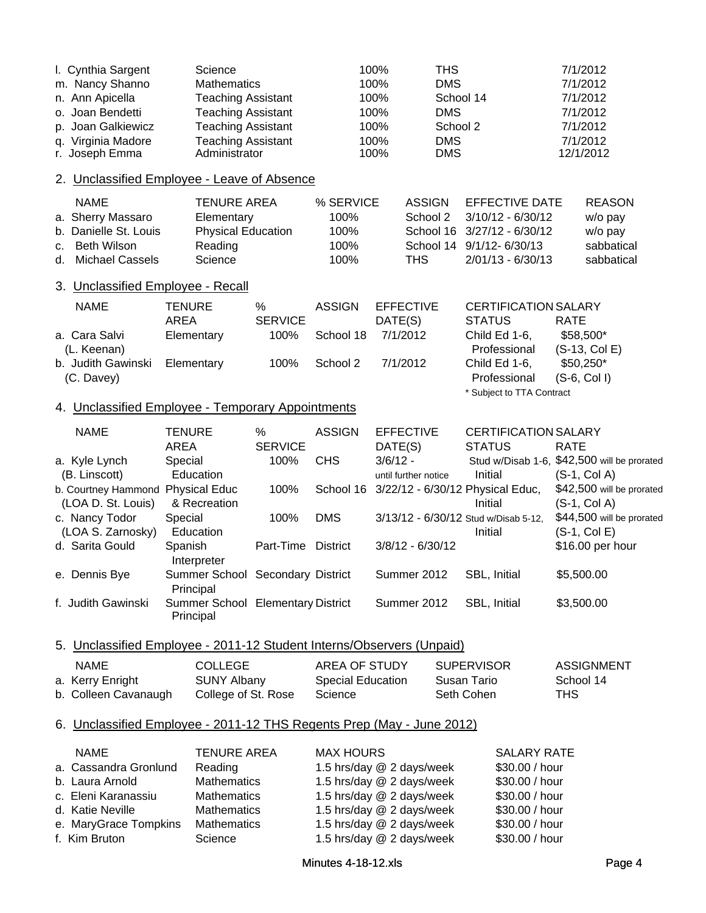| | | | | |
|---|---|---|---|---|
| l. Cynthia Sargent | Science | 100% | THS | 7/1/2012 |
| m. Nancy Shanno | Mathematics | 100% | DMS | 7/1/2012 |
| n. Ann Apicella | Teaching Assistant | 100% | School 14 | 7/1/2012 |
| o. Joan Bendetti | Teaching Assistant | 100% | DMS | 7/1/2012 |
| p. Joan Galkiewicz | Teaching Assistant | 100% | School 2 | 7/1/2012 |
| q. Virginia Madore | Teaching Assistant | 100% | DMS | 7/1/2012 |
| r. Joseph Emma | Administrator | 100% | DMS | 12/1/2012 |

## 2. Unclassified Employee - Leave of Absence

| NAME | TENURE AREA | % SERVICE | ASSIGN | EFFECTIVE DATE | REASON |
|---|---|---|---|---|---|
| a. Sherry Massaro | Elementary | 100% | School 2 | 3/10/12 - 6/30/12 | w/o pay |
| b. Danielle St. Louis | Physical Education | 100% | School 16 | 3/27/12 - 6/30/12 | w/o pay |
| c. Beth Wilson | Reading | 100% | School 14 | 9/1/12- 6/30/13 | sabbatical |
| d. Michael Cassels | Science | 100% | THS | 2/01/13 - 6/30/13 | sabbatical |

## 3. Unclassified Employee - Recall

| NAME | TENURE AREA | % SERVICE | ASSIGN | EFFECTIVE DATE(S) | CERTIFICATION STATUS | SALARY RATE |
|---|---|---|---|---|---|---|
| a. Cara Salvi (L. Keenan) | Elementary | 100% | School 18 | 7/1/2012 | Child Ed 1-6, Professional | $58,500* (S-13, Col E) |
| b. Judith Gawinski (C. Davey) | Elementary | 100% | School 2 | 7/1/2012 | Child Ed 1-6, Professional | $50,250* (S-6, Col I) |

\* Subject to TTA Contract

## 4. Unclassified Employee - Temporary Appointments

| NAME | TENURE AREA | % SERVICE | ASSIGN | EFFECTIVE DATE(S) | CERTIFICATION STATUS | SALARY RATE |
|---|---|---|---|---|---|---|
| a. Kyle Lynch (B. Linscott) | Special Education | 100% | CHS | 3/6/12 - until further notice | Stud w/Disab 1-6, Initial | $42,500 will be prorated (S-1, Col A) |
| b. Courtney Hammond (LOA D. St. Louis) | Physical Educ & Recreation | 100% | School 16 | 3/22/12 - 6/30/12 | Physical Educ, Initial | $42,500 will be prorated (S-1, Col A) |
| c. Nancy Todor (LOA S. Zarnosky) | Special Education | 100% | DMS | 3/13/12 - 6/30/12 | Stud w/Disab 5-12, Initial | $44,500 will be prorated (S-1, Col E) |
| d. Sarita Gould | Spanish Interpreter | Part-Time | District | 3/8/12 - 6/30/12 | | $16.00 per hour |
| e. Dennis Bye | Summer School Principal | Secondary | District | Summer 2012 | SBL, Initial | $5,500.00 |
| f. Judith Gawinski | Summer School Principal | Elementary | District | Summer 2012 | SBL, Initial | $3,500.00 |

## 5. Unclassified Employee - 2011-12 Student Interns/Observers (Unpaid)

| NAME | COLLEGE | AREA OF STUDY | SUPERVISOR | ASSIGNMENT |
|---|---|---|---|---|
| a. Kerry Enright | SUNY Albany | Special Education | Susan Tario | School 14 |
| b. Colleen Cavanaugh | College of St. Rose | Science | Seth Cohen | THS |

## 6. Unclassified Employee - 2011-12 THS Regents Prep (May - June 2012)

| NAME | TENURE AREA | MAX HOURS | SALARY RATE |
|---|---|---|---|
| a. Cassandra Gronlund | Reading | 1.5 hrs/day @ 2 days/week | $30.00 / hour |
| b. Laura Arnold | Mathematics | 1.5 hrs/day @ 2 days/week | $30.00 / hour |
| c. Eleni Karanassiu | Mathematics | 1.5 hrs/day @ 2 days/week | $30.00 / hour |
| d. Katie Neville | Mathematics | 1.5 hrs/day @ 2 days/week | $30.00 / hour |
| e. MaryGrace Tompkins | Mathematics | 1.5 hrs/day @ 2 days/week | $30.00 / hour |
| f. Kim Bruton | Science | 1.5 hrs/day @ 2 days/week | $30.00 / hour |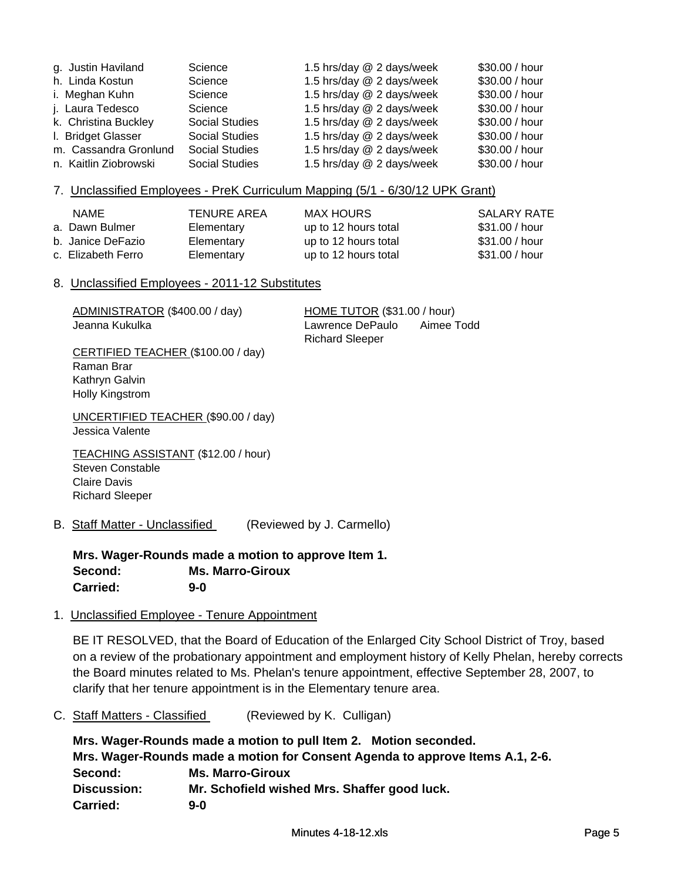| | | | |
|---|---|---|---|
| g. Justin Haviland | Science | 1.5 hrs/day @ 2 days/week | $30.00 / hour |
| h. Linda Kostun | Science | 1.5 hrs/day @ 2 days/week | $30.00 / hour |
| i. Meghan Kuhn | Science | 1.5 hrs/day @ 2 days/week | $30.00 / hour |
| j. Laura Tedesco | Science | 1.5 hrs/day @ 2 days/week | $30.00 / hour |
| k. Christina Buckley | Social Studies | 1.5 hrs/day @ 2 days/week | $30.00 / hour |
| l. Bridget Glasser | Social Studies | 1.5 hrs/day @ 2 days/week | $30.00 / hour |
| m. Cassandra Gronlund | Social Studies | 1.5 hrs/day @ 2 days/week | $30.00 / hour |
| n. Kaitlin Ziobrowski | Social Studies | 1.5 hrs/day @ 2 days/week | $30.00 / hour |

7. Unclassified Employees - PreK Curriculum Mapping (5/1 - 6/30/12 UPK Grant)

| NAME | TENURE AREA | MAX HOURS | SALARY RATE |
|---|---|---|---|
| a. Dawn Bulmer | Elementary | up to 12 hours total | $31.00 / hour |
| b. Janice DeFazio | Elementary | up to 12 hours total | $31.00 / hour |
| c. Elizabeth Ferro | Elementary | up to 12 hours total | $31.00 / hour |

8. Unclassified Employees - 2011-12 Substitutes

ADMINISTRATOR ($400.00 / day)
Jeanna Kukulka

HOME TUTOR ($31.00 / hour)
Lawrence DePaulo
Aimee Todd
Richard Sleeper

CERTIFIED TEACHER ($100.00 / day)
Raman Brar
Kathryn Galvin
Holly Kingstrom

UNCERTIFIED TEACHER ($90.00 / day)
Jessica Valente

TEACHING ASSISTANT ($12.00 / hour)
Steven Constable
Claire Davis
Richard Sleeper

B. Staff Matter - Unclassified (Reviewed by J. Carmello)

**Mrs. Wager-Rounds made a motion to approve Item 1.**
**Second: Ms. Marro-Giroux**
**Carried: 9-0**

1. Unclassified Employee - Tenure Appointment

BE IT RESOLVED, that the Board of Education of the Enlarged City School District of Troy, based on a review of the probationary appointment and employment history of Kelly Phelan, hereby corrects the Board minutes related to Ms. Phelan's tenure appointment, effective September 28, 2007, to clarify that her tenure appointment is in the Elementary tenure area.

C. Staff Matters - Classified (Reviewed by K. Culligan)

**Mrs. Wager-Rounds made a motion to pull Item 2. Motion seconded.**
**Mrs. Wager-Rounds made a motion for Consent Agenda to approve Items A.1, 2-6.**
**Second: Ms. Marro-Giroux**
**Discussion: Mr. Schofield wished Mrs. Shaffer good luck.**
**Carried: 9-0**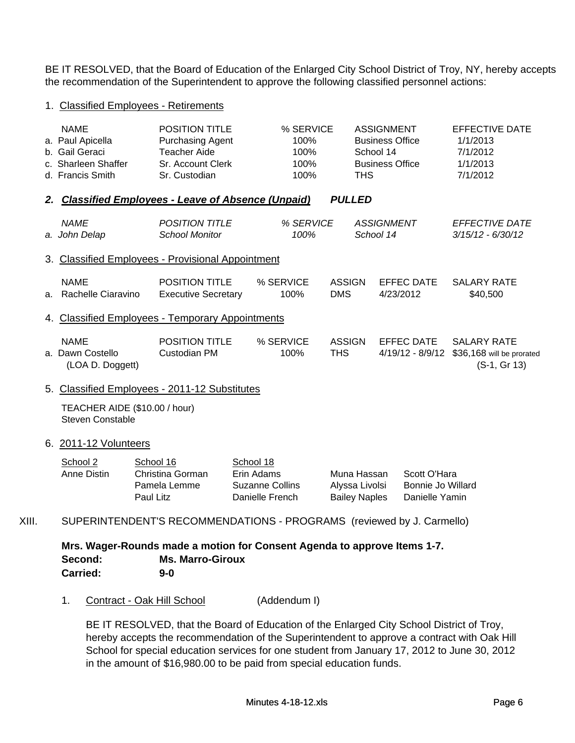BE IT RESOLVED, that the Board of Education of the Enlarged City School District of Troy, NY, hereby accepts the recommendation of the Superintendent to approve the following classified personnel actions:

1. Classified Employees - Retirements

| NAME | POSITION TITLE | % SERVICE | ASSIGNMENT | EFFECTIVE DATE |
|---|---|---|---|---|
| a. Paul Apicella | Purchasing Agent | 100% | Business Office | 1/1/2013 |
| b. Gail Geraci | Teacher Aide | 100% | School 14 | 7/1/2012 |
| c. Sharleen Shaffer | Sr. Account Clerk | 100% | Business Office | 1/1/2013 |
| d. Francis Smith | Sr. Custodian | 100% | THS | 7/1/2012 |

***2. Classified Employees - Leave of Absence (Unpaid)*** ***PULLED***

| *NAME* | *POSITION TITLE* | *% SERVICE* | *ASSIGNMENT* | *EFFECTIVE DATE* |
|---|---|---|---|---|
| *a. John Delap* | *School Monitor* | *100%* | *School 14* | *3/15/12 - 6/30/12* |

3. Classified Employees - Provisional Appointment

| NAME | POSITION TITLE | % SERVICE | ASSIGN | EFFEC DATE | SALARY RATE |
|---|---|---|---|---|---|
| a. Rachelle Ciaravino | Executive Secretary | 100% | DMS | 4/23/2012 | $40,500 |

4. Classified Employees - Temporary Appointments

| NAME | POSITION TITLE | % SERVICE | ASSIGN | EFFEC DATE | SALARY RATE |
|---|---|---|---|---|---|
| a. Dawn Costello (LOA D. Doggett) | Custodian PM | 100% | THS | 4/19/12 - 8/9/12 | $36,168 will be prorated (S-1, Gr 13) |

5. Classified Employees - 2011-12 Substitutes

TEACHER AIDE ($10.00 / hour)
Steven Constable

6. 2011-12 Volunteers

| School 2 | School 16 | School 18 | | |
|---|---|---|---|---|
| Anne Distin | Christina Gorman | Erin Adams | Muna Hassan | Scott O'Hara |
| | Pamela Lemme | Suzanne Collins | Alyssa Livolsi | Bonnie Jo Willard |
| | Paul Litz | Danielle French | Bailey Naples | Danielle Yamin |

XIII. SUPERINTENDENT'S RECOMMENDATIONS - PROGRAMS (reviewed by J. Carmello)

**Mrs. Wager-Rounds made a motion for Consent Agenda to approve Items 1-7.**
**Second: Ms. Marro-Giroux**
**Carried: 9-0**

1. Contract - Oak Hill School (Addendum I)

BE IT RESOLVED, that the Board of Education of the Enlarged City School District of Troy, hereby accepts the recommendation of the Superintendent to approve a contract with Oak Hill School for special education services for one student from January 17, 2012 to June 30, 2012 in the amount of $16,980.00 to be paid from special education funds.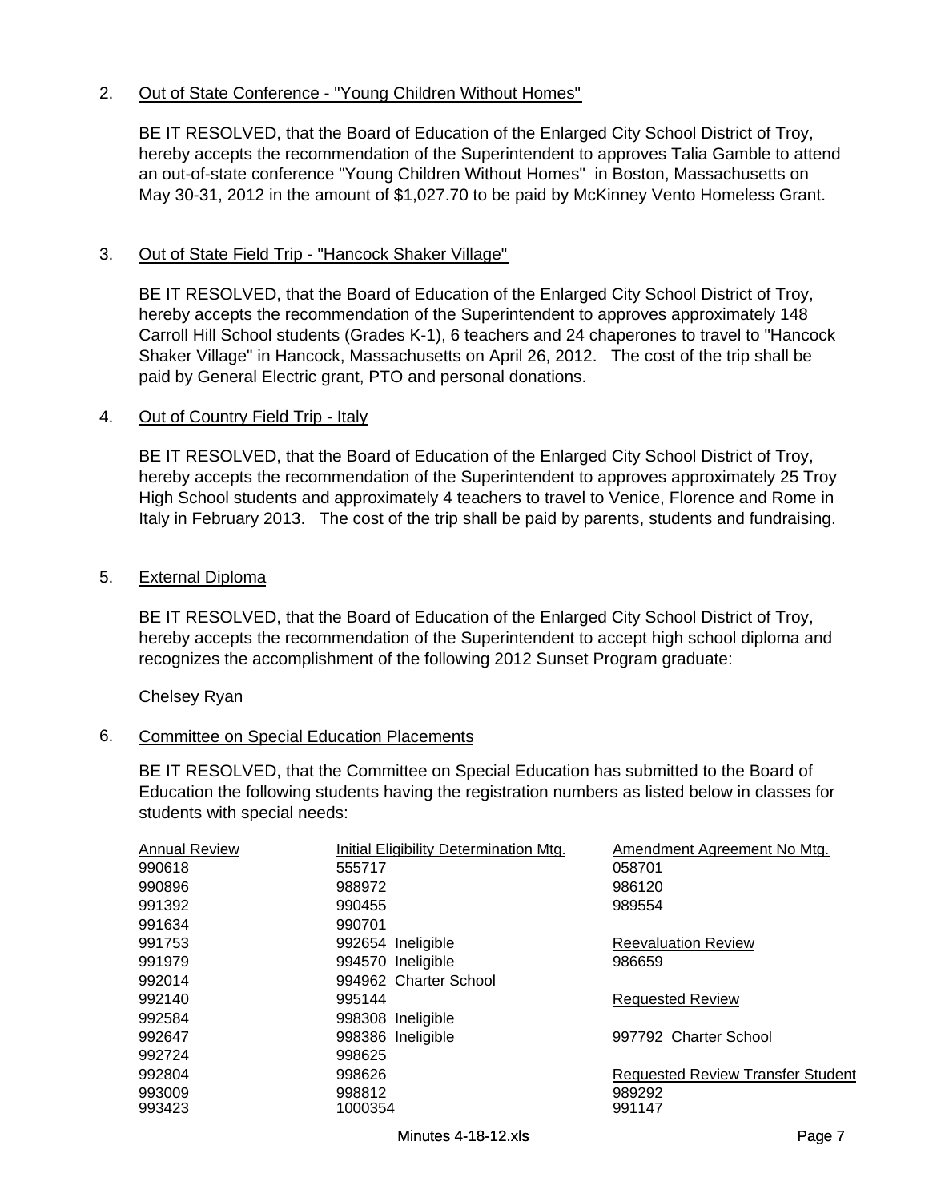2. <u>Out of State Conference - "Young Children Without Homes"</u>

   BE IT RESOLVED, that the Board of Education of the Enlarged City School District of Troy, hereby accepts the recommendation of the Superintendent to approves Talia Gamble to attend an out-of-state conference "Young Children Without Homes" in Boston, Massachusetts on May 30-31, 2012 in the amount of $1,027.70 to be paid by McKinney Vento Homeless Grant.

3. <u>Out of State Field Trip - "Hancock Shaker Village"</u>

   BE IT RESOLVED, that the Board of Education of the Enlarged City School District of Troy, hereby accepts the recommendation of the Superintendent to approves approximately 148 Carroll Hill School students (Grades K-1), 6 teachers and 24 chaperones to travel to "Hancock Shaker Village" in Hancock, Massachusetts on April 26, 2012. The cost of the trip shall be paid by General Electric grant, PTO and personal donations.

4. <u>Out of Country Field Trip - Italy</u>

   BE IT RESOLVED, that the Board of Education of the Enlarged City School District of Troy, hereby accepts the recommendation of the Superintendent to approves approximately 25 Troy High School students and approximately 4 teachers to travel to Venice, Florence and Rome in Italy in February 2013. The cost of the trip shall be paid by parents, students and fundraising.

5. <u>External Diploma</u>

   BE IT RESOLVED, that the Board of Education of the Enlarged City School District of Troy, hereby accepts the recommendation of the Superintendent to accept high school diploma and recognizes the accomplishment of the following 2012 Sunset Program graduate:

   Chelsey Ryan

6. <u>Committee on Special Education Placements</u>

   BE IT RESOLVED, that the Committee on Special Education has submitted to the Board of Education the following students having the registration numbers as listed below in classes for students with special needs:

| <u>Annual Review</u> | <u>Initial Eligibility Determination Mtg.</u> | <u>Amendment Agreement No Mtg.</u> |
|---|---|---|
| 990618 | 555717 | 058701 |
| 990896 | 988972 | 986120 |
| 991392 | 990455 | 989554 |
| 991634 | 990701 | |
| 991753 | 992654 Ineligible | <u>Reevaluation Review</u> |
| 991979 | 994570 Ineligible | 986659 |
| 992014 | 994962 Charter School | |
| 992140 | 995144 | <u>Requested Review</u> |
| 992584 | 998308 Ineligible | |
| 992647 | 998386 Ineligible | 997792 Charter School |
| 992724 | 998625 | |
| 992804 | 998626 | <u>Requested Review Transfer Student</u> |
| 993009 | 998812 | 989292 |
| 993423 | 1000354 | 991147 |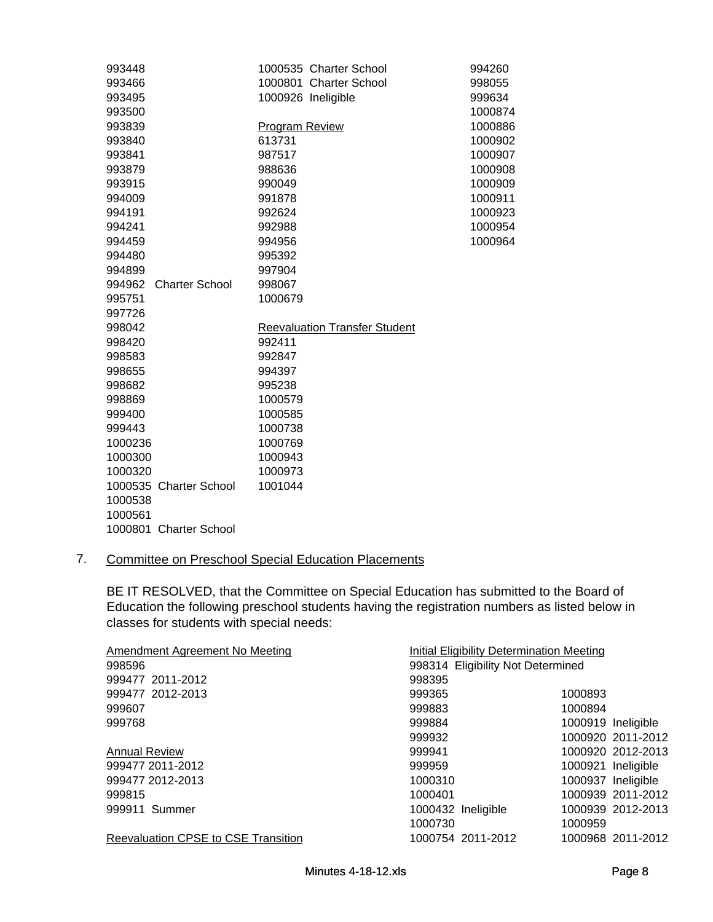993448
993466
993495
993500
993839
993840
993841
993879
993915
994009
994191
994241
994459
994480
994899
994962 Charter School
995751
997726
998042
998420
998583
998655
998682
998869
999400
999443
1000236
1000300
1000320
1000535 Charter School
1000538
1000561
1000801 Charter School

1000535 Charter School
1000801 Charter School
1000926 Ineligible

Program Review
613731
987517
988636
990049
991878
992624
992988
994956
995392
997904
998067
1000679

Reevaluation Transfer Student
992411
992847
994397
995238
1000579
1000585
1000738
1000769
1000943
1000973
1001044

994260
998055
999634
1000874
1000886
1000902
1000907
1000908
1000909
1000911
1000923
1000954
1000964

7. Committee on Preschool Special Education Placements

BE IT RESOLVED, that the Committee on Special Education has submitted to the Board of Education the following preschool students having the registration numbers as listed below in classes for students with special needs:

Amendment Agreement No Meeting
998596
999477 2011-2012
999477 2012-2013
999607
999768

Annual Review
999477 2011-2012
999477 2012-2013
999815
999911 Summer

Reevaluation CPSE to CSE Transition

Initial Eligibility Determination Meeting
998314 Eligibility Not Determined
998395
999365
999883
999884
999932
999941
999959
1000310
1000401
1000432 Ineligible
1000730
1000754 2011-2012

1000893
1000894
1000919 Ineligible
1000920 2011-2012
1000920 2012-2013
1000921 Ineligible
1000937 Ineligible
1000939 2011-2012
1000939 2012-2013
1000959
1000968 2011-2012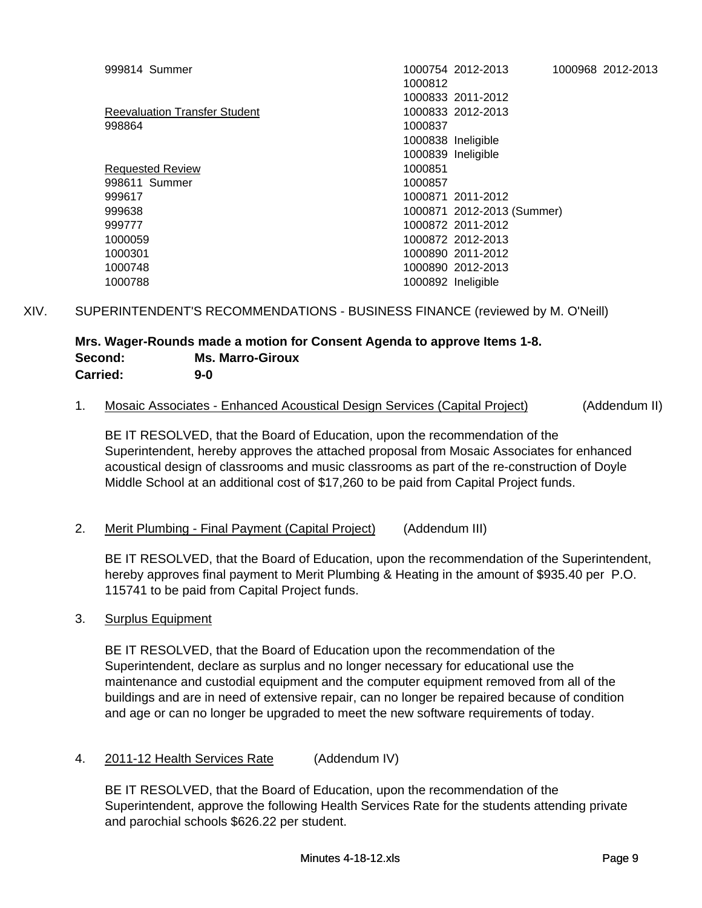| | | |
|---|---|---|
| 999814 Summer | 1000754 2012-2013 | 1000968 2012-2013 |
| | 1000812 | |
| | 1000833 2011-2012 | |
| <u>Reevaluation Transfer Student</u> | 1000833 2012-2013 | |
| 998864 | 1000837 | |
| | 1000838 Ineligible | |
| | 1000839 Ineligible | |
| <u>Requested Review</u> | 1000851 | |
| 998611 Summer | 1000857 | |
| 999617 | 1000871 2011-2012 | |
| 999638 | 1000871 2012-2013 (Summer) | |
| 999777 | 1000872 2011-2012 | |
| 1000059 | 1000872 2012-2013 | |
| 1000301 | 1000890 2011-2012 | |
| 1000748 | 1000890 2012-2013 | |
| 1000788 | 1000892 Ineligible | |

## XIV. SUPERINTENDENT'S RECOMMENDATIONS - BUSINESS FINANCE (reviewed by M. O'Neill)

**Mrs. Wager-Rounds made a motion for Consent Agenda to approve Items 1-8.**
**Second: Ms. Marro-Giroux**
**Carried: 9-0**

1. <u>Mosaic Associates - Enhanced Acoustical Design Services (Capital Project)</u> (Addendum II)

   BE IT RESOLVED, that the Board of Education, upon the recommendation of the Superintendent, hereby approves the attached proposal from Mosaic Associates for enhanced acoustical design of classrooms and music classrooms as part of the re-construction of Doyle Middle School at an additional cost of $17,260 to be paid from Capital Project funds.

2. <u>Merit Plumbing - Final Payment (Capital Project)</u> (Addendum III)

   BE IT RESOLVED, that the Board of Education, upon the recommendation of the Superintendent, hereby approves final payment to Merit Plumbing & Heating in the amount of $935.40 per P.O. 115741 to be paid from Capital Project funds.

3. <u>Surplus Equipment</u>

   BE IT RESOLVED, that the Board of Education upon the recommendation of the Superintendent, declare as surplus and no longer necessary for educational use the maintenance and custodial equipment and the computer equipment removed from all of the buildings and are in need of extensive repair, can no longer be repaired because of condition and age or can no longer be upgraded to meet the new software requirements of today.

4. <u>2011-12 Health Services Rate</u> (Addendum IV)

   BE IT RESOLVED, that the Board of Education, upon the recommendation of the Superintendent, approve the following Health Services Rate for the students attending private and parochial schools $626.22 per student.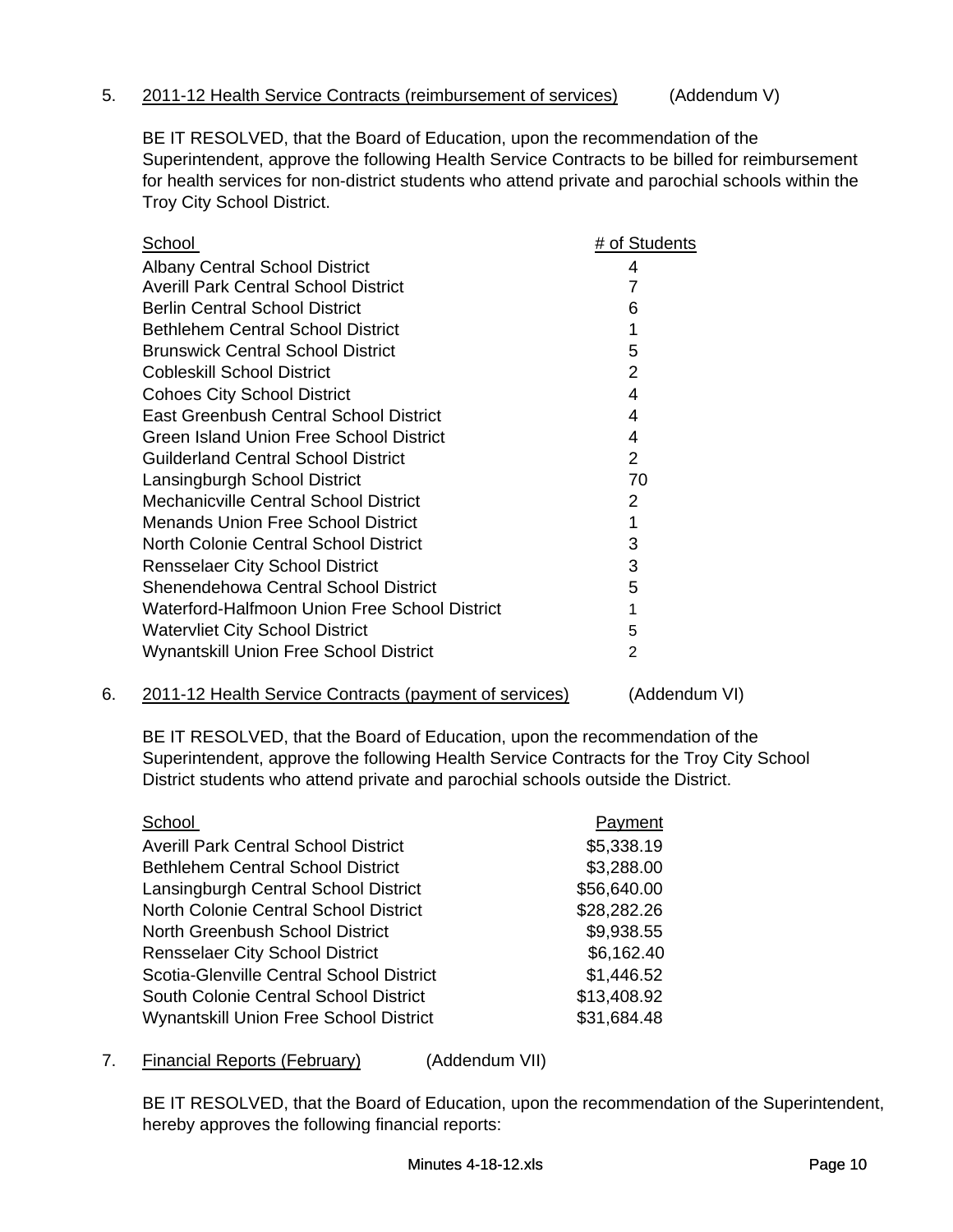5. <u>2011-12 Health Service Contracts (reimbursement of services)</u> (Addendum V)

BE IT RESOLVED, that the Board of Education, upon the recommendation of the Superintendent, approve the following Health Service Contracts to be billed for reimbursement for health services for non-district students who attend private and parochial schools within the Troy City School District.

| School | # of Students |
|---|---|
| Albany Central School District | 4 |
| Averill Park Central School District | 7 |
| Berlin Central School District | 6 |
| Bethlehem Central School District | 1 |
| Brunswick Central School District | 5 |
| Cobleskill School District | 2 |
| Cohoes City School District | 4 |
| East Greenbush Central School District | 4 |
| Green Island Union Free School District | 4 |
| Guilderland Central School District | 2 |
| Lansingburgh School District | 70 |
| Mechanicville Central School District | 2 |
| Menands Union Free School District | 1 |
| North Colonie Central School District | 3 |
| Rensselaer City School District | 3 |
| Shenendehowa Central School District | 5 |
| Waterford-Halfmoon Union Free School District | 1 |
| Watervliet City School District | 5 |
| Wynantskill Union Free School District | 2 |

6. <u>2011-12 Health Service Contracts (payment of services)</u> (Addendum VI)

BE IT RESOLVED, that the Board of Education, upon the recommendation of the Superintendent, approve the following Health Service Contracts for the Troy City School District students who attend private and parochial schools outside the District.

| School | Payment |
|---|---|
| Averill Park Central School District | $5,338.19 |
| Bethlehem Central School District | $3,288.00 |
| Lansingburgh Central School District | $56,640.00 |
| North Colonie Central School District | $28,282.26 |
| North Greenbush School District | $9,938.55 |
| Rensselaer City School District | $6,162.40 |
| Scotia-Glenville Central School District | $1,446.52 |
| South Colonie Central School District | $13,408.92 |
| Wynantskill Union Free School District | $31,684.48 |

7. <u>Financial Reports (February)</u> (Addendum VII)

BE IT RESOLVED, that the Board of Education, upon the recommendation of the Superintendent, hereby approves the following financial reports: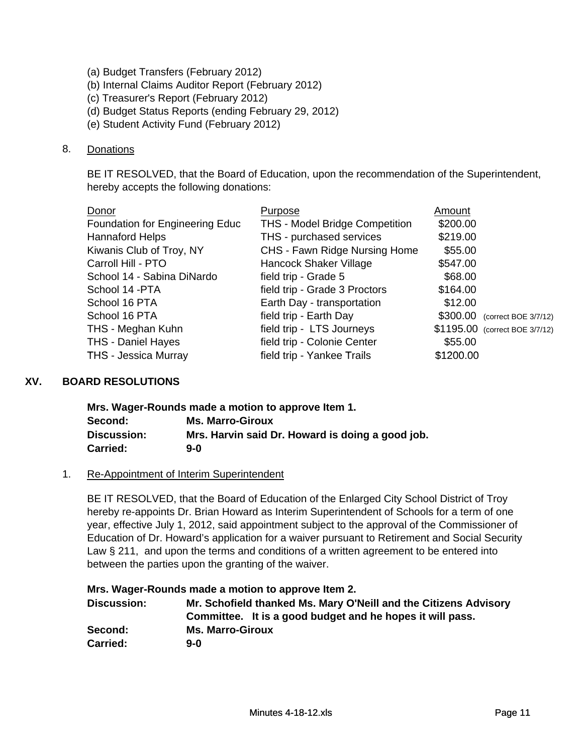(a) Budget Transfers (February 2012)
(b) Internal Claims Auditor Report (February 2012)
(c) Treasurer's Report (February 2012)
(d) Budget Status Reports (ending February 29, 2012)
(e) Student Activity Fund (February 2012)

8. Donations

BE IT RESOLVED, that the Board of Education, upon the recommendation of the Superintendent, hereby accepts the following donations:

| Donor | Purpose | Amount | |
|---|---|---|---|
| Foundation for Engineering Educ | THS - Model Bridge Competition | $200.00 | |
| Hannaford Helps | THS - purchased services | $219.00 | |
| Kiwanis Club of Troy, NY | CHS - Fawn Ridge Nursing Home | $55.00 | |
| Carroll Hill - PTO | Hancock Shaker Village | $547.00 | |
| School 14 - Sabina DiNardo | field trip - Grade 5 | $68.00 | |
| School 14 -PTA | field trip - Grade 3 Proctors | $164.00 | |
| School 16 PTA | Earth Day - transportation | $12.00 | |
| School 16 PTA | field trip - Earth Day | $300.00 | (correct BOE 3/7/12) |
| THS - Meghan Kuhn | field trip - LTS Journeys | $1195.00 | (correct BOE 3/7/12) |
| THS - Daniel Hayes | field trip - Colonie Center | $55.00 | |
| THS - Jessica Murray | field trip - Yankee Trails | $1200.00 | |

## XV. BOARD RESOLUTIONS

**Mrs. Wager-Rounds made a motion to approve Item 1.**
**Second:** **Ms. Marro-Giroux**
**Discussion:** **Mrs. Harvin said Dr. Howard is doing a good job.**
**Carried:** **9-0**

1. Re-Appointment of Interim Superintendent

BE IT RESOLVED, that the Board of Education of the Enlarged City School District of Troy hereby re-appoints Dr. Brian Howard as Interim Superintendent of Schools for a term of one year, effective July 1, 2012, said appointment subject to the approval of the Commissioner of Education of Dr. Howard's application for a waiver pursuant to Retirement and Social Security Law § 211, and upon the terms and conditions of a written agreement to be entered into between the parties upon the granting of the waiver.

**Mrs. Wager-Rounds made a motion to approve Item 2.**
**Discussion:** **Mr. Schofield thanked Ms. Mary O'Neill and the Citizens Advisory Committee. It is a good budget and he hopes it will pass.**
**Second:** **Ms. Marro-Giroux**
**Carried:** **9-0**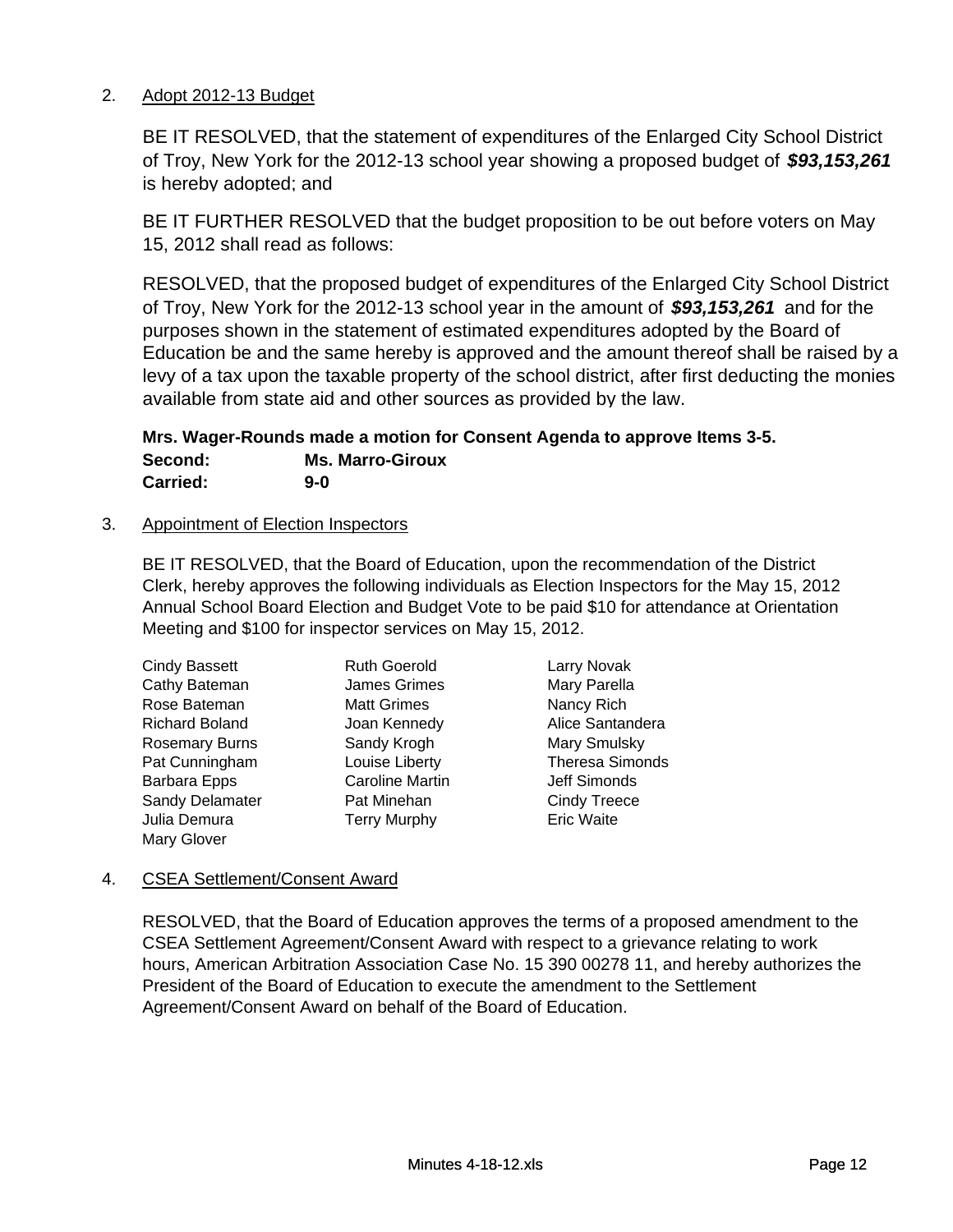2. <u>Adopt 2012-13 Budget</u>

BE IT RESOLVED, that the statement of expenditures of the Enlarged City School District of Troy, New York for the 2012-13 school year showing a proposed budget of ***$93,153,261*** is hereby adopted; and

BE IT FURTHER RESOLVED that the budget proposition to be out before voters on May 15, 2012 shall read as follows:

RESOLVED, that the proposed budget of expenditures of the Enlarged City School District of Troy, New York for the 2012-13 school year in the amount of ***$93,153,261*** and for the purposes shown in the statement of estimated expenditures adopted by the Board of Education be and the same hereby is approved and the amount thereof shall be raised by a levy of a tax upon the taxable property of the school district, after first deducting the monies available from state aid and other sources as provided by the law.

**Mrs. Wager-Rounds made a motion for Consent Agenda to approve Items 3-5.**
**Second: Ms. Marro-Giroux**
**Carried: 9-0**

3. <u>Appointment of Election Inspectors</u>

BE IT RESOLVED, that the Board of Education, upon the recommendation of the District Clerk, hereby approves the following individuals as Election Inspectors for the May 15, 2012 Annual School Board Election and Budget Vote to be paid $10 for attendance at Orientation Meeting and $100 for inspector services on May 15, 2012.

Cindy Bassett
Cathy Bateman
Rose Bateman
Richard Boland
Rosemary Burns
Pat Cunningham
Barbara Epps
Sandy Delamater
Julia Demura
Mary Glover
Ruth Goerold
James Grimes
Matt Grimes
Joan Kennedy
Sandy Krogh
Louise Liberty
Caroline Martin
Pat Minehan
Terry Murphy
Larry Novak
Mary Parella
Nancy Rich
Alice Santandera
Mary Smulsky
Theresa Simonds
Jeff Simonds
Cindy Treece
Eric Waite

4. <u>CSEA Settlement/Consent Award</u>

RESOLVED, that the Board of Education approves the terms of a proposed amendment to the CSEA Settlement Agreement/Consent Award with respect to a grievance relating to work hours, American Arbitration Association Case No. 15 390 00278 11, and hereby authorizes the President of the Board of Education to execute the amendment to the Settlement Agreement/Consent Award on behalf of the Board of Education.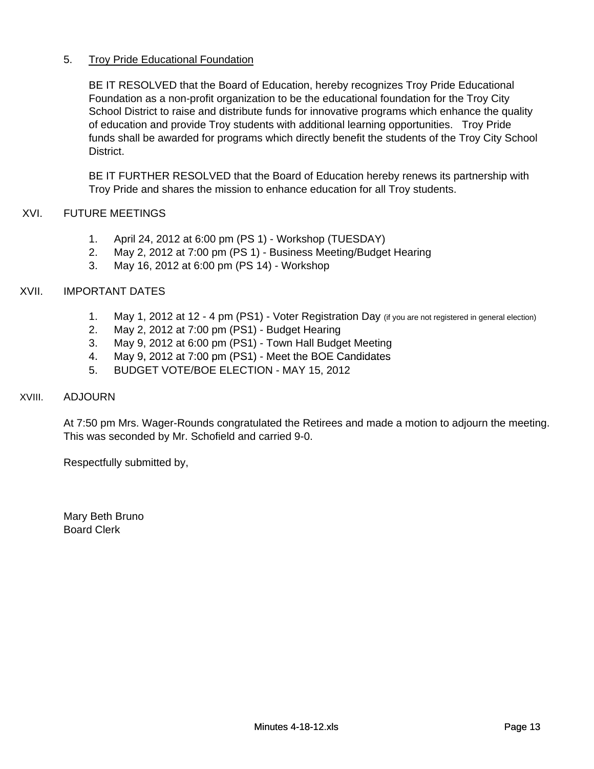5. Troy Pride Educational Foundation

   BE IT RESOLVED that the Board of Education, hereby recognizes Troy Pride Educational Foundation as a non-profit organization to be the educational foundation for the Troy City School District to raise and distribute funds for innovative programs which enhance the quality of education and provide Troy students with additional learning opportunities. Troy Pride funds shall be awarded for programs which directly benefit the students of the Troy City School District.

   BE IT FURTHER RESOLVED that the Board of Education hereby renews its partnership with Troy Pride and shares the mission to enhance education for all Troy students.

## XVI. FUTURE MEETINGS

1. April 24, 2012 at 6:00 pm (PS 1) - Workshop (TUESDAY)
2. May 2, 2012 at 7:00 pm (PS 1) - Business Meeting/Budget Hearing
3. May 16, 2012 at 6:00 pm (PS 14) - Workshop

## XVII. IMPORTANT DATES

1. May 1, 2012 at 12 - 4 pm (PS1) - Voter Registration Day (if you are not registered in general election)
2. May 2, 2012 at 7:00 pm (PS1) - Budget Hearing
3. May 9, 2012 at 6:00 pm (PS1) - Town Hall Budget Meeting
4. May 9, 2012 at 7:00 pm (PS1) - Meet the BOE Candidates
5. BUDGET VOTE/BOE ELECTION - MAY 15, 2012

## XVIII. ADJOURN

At 7:50 pm Mrs. Wager-Rounds congratulated the Retirees and made a motion to adjourn the meeting. This was seconded by Mr. Schofield and carried 9-0.

Respectfully submitted by,

Mary Beth Bruno
Board Clerk